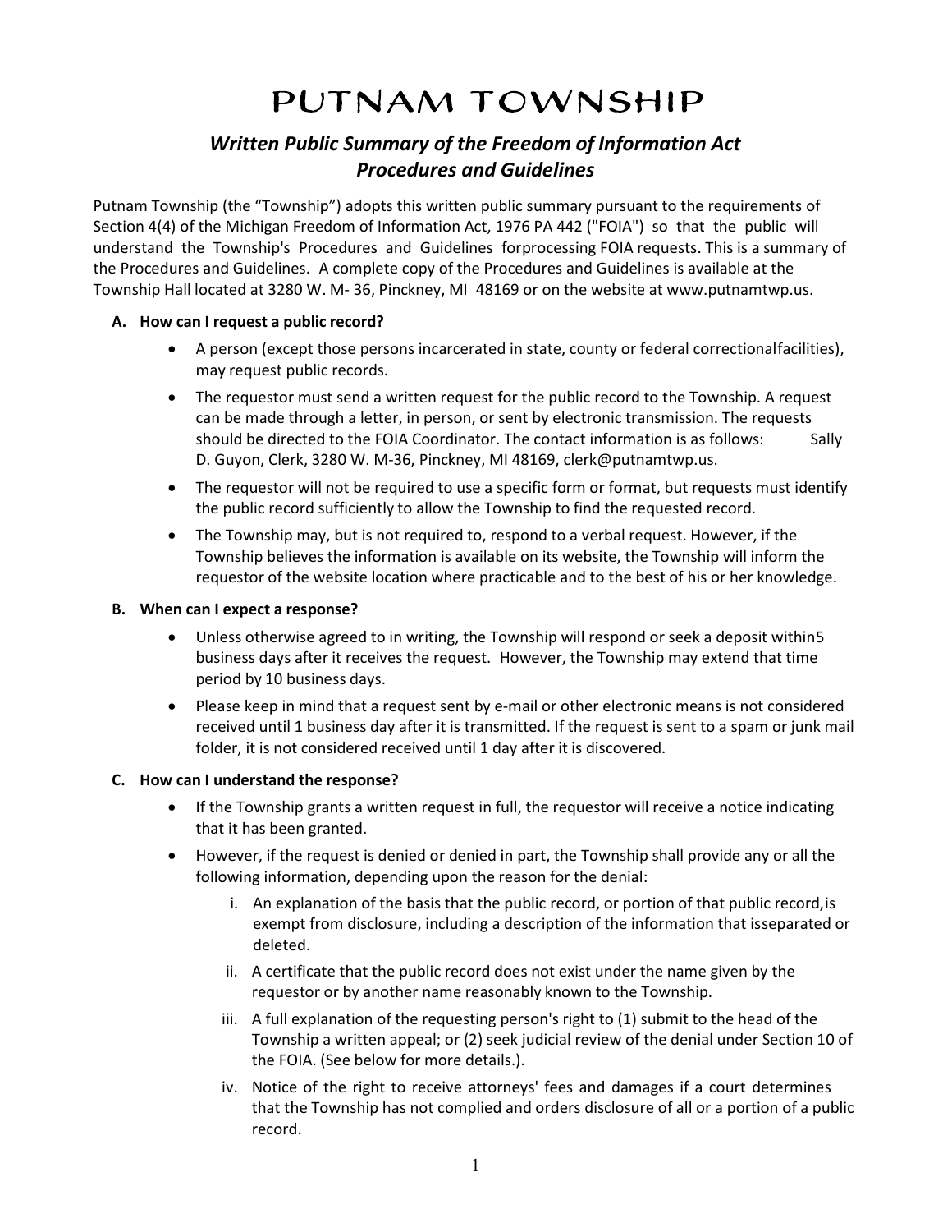# PUTNAM TOWNSHIP

## *Written Public Summary of the Freedom of Information Act Procedures and Guidelines*

Putnam Township (the "Township") adopts this written public summary pursuant to the requirements of Section 4(4) of the Michigan Freedom of Information Act, 1976 PA 442 ("FOIA") so that the public will understand the Township's Procedures and Guidelines forprocessing FOIA requests. This is a summary of the Procedures and Guidelines. A complete copy of the Procedures and Guidelines is available at the Township Hall located at 3280 W. M- 36, Pinckney, MI 48169 or on the website at www.putnamtwp.us.

**A. How can I request a public record?**

- A person (except those persons incarcerated in state, county or federal correctionalfacilities), may request public records.
- The requestor must send a written request for the public record to the Township. A request can be made through a letter, in person, or sent by electronic transmission. The requests should be directed to the FOIA Coordinator. The contact information is as follows: Sally D. Guyon, Clerk, 3280 W. M-36, Pinckney, MI 48169, clerk@putnamtwp.us.
- The requestor will not be required to use a specific form or format, but requests must identify the public record sufficiently to allow the Township to find the requested record.
- The Township may, but is not required to, respond to a verbal request. However, if the Township believes the information is available on its website, the Township will inform the requestor of the website location where practicable and to the best of his or her knowledge.

**B. When can I expect a response?**

- Unless otherwise agreed to in writing, the Township will respond or seek a deposit within5 business days after it receives the request. However, the Township may extend that time period by 10 business days.
- Please keep in mind that a request sent by e-mail or other electronic means is not considered received until 1 business day after it is transmitted. If the request is sent to a spam or junk mail folder, it is not considered received until 1 day after it is discovered.

**C. How can I understand the response?**

- If the Township grants a written request in full, the requestor will receive a notice indicating that it has been granted.
- However, if the request is denied or denied in part, the Township shall provide any or all the following information, depending upon the reason for the denial:
    i. An explanation of the basis that the public record, or portion of that public record,is exempt from disclosure, including a description of the information that isseparated or deleted.
    ii. A certificate that the public record does not exist under the name given by the requestor or by another name reasonably known to the Township.
    iii. A full explanation of the requesting person's right to (1) submit to the head of the Township a written appeal; or (2) seek judicial review of the denial under Section 10 of the FOIA. (See below for more details.).
    iv. Notice of the right to receive attorneys' fees and damages if a court determines that the Township has not complied and orders disclosure of all or a portion of a public record.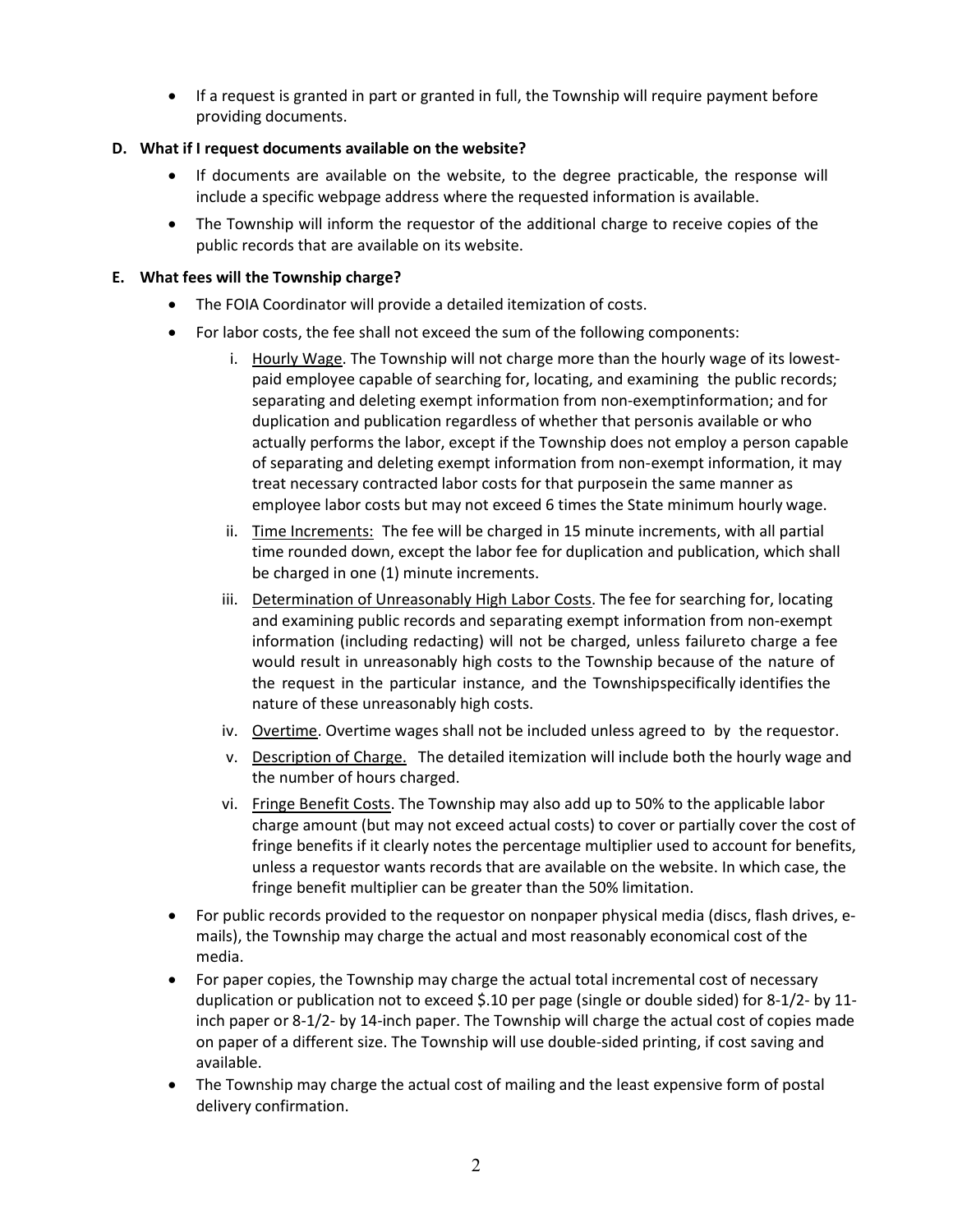- If a request is granted in part or granted in full, the Township will require payment before providing documents.

**D. What if I request documents available on the website?**

- If documents are available on the website, to the degree practicable, the response will include a specific webpage address where the requested information is available.
- The Township will inform the requestor of the additional charge to receive copies of the public records that are available on its website.

**E. What fees will the Township charge?**

- The FOIA Coordinator will provide a detailed itemization of costs.
- For labor costs, the fee shall not exceed the sum of the following components:
  - i. Hourly Wage. The Township will not charge more than the hourly wage of its lowest-paid employee capable of searching for, locating, and examining the public records; separating and deleting exempt information from non-exemptinformation; and for duplication and publication regardless of whether that personis available or who actually performs the labor, except if the Township does not employ a person capable of separating and deleting exempt information from non-exempt information, it may treat necessary contracted labor costs for that purposein the same manner as employee labor costs but may not exceed 6 times the State minimum hourly wage.
  - ii. Time Increments: The fee will be charged in 15 minute increments, with all partial time rounded down, except the labor fee for duplication and publication, which shall be charged in one (1) minute increments.
  - iii. Determination of Unreasonably High Labor Costs. The fee for searching for, locating and examining public records and separating exempt information from non-exempt information (including redacting) will not be charged, unless failureto charge a fee would result in unreasonably high costs to the Township because of the nature of the request in the particular instance, and the Townshipspecifically identifies the nature of these unreasonably high costs.
  - iv. Overtime. Overtime wages shall not be included unless agreed to by the requestor.
  - v. Description of Charge. The detailed itemization will include both the hourly wage and the number of hours charged.
  - vi. Fringe Benefit Costs. The Township may also add up to 50% to the applicable labor charge amount (but may not exceed actual costs) to cover or partially cover the cost of fringe benefits if it clearly notes the percentage multiplier used to account for benefits, unless a requestor wants records that are available on the website. In which case, the fringe benefit multiplier can be greater than the 50% limitation.
- For public records provided to the requestor on nonpaper physical media (discs, flash drives, e-mails), the Township may charge the actual and most reasonably economical cost of the media.
- For paper copies, the Township may charge the actual total incremental cost of necessary duplication or publication not to exceed $.10 per page (single or double sided) for 8-1/2- by 11-inch paper or 8-1/2- by 14-inch paper. The Township will charge the actual cost of copies made on paper of a different size. The Township will use double-sided printing, if cost saving and available.
- The Township may charge the actual cost of mailing and the least expensive form of postal delivery confirmation.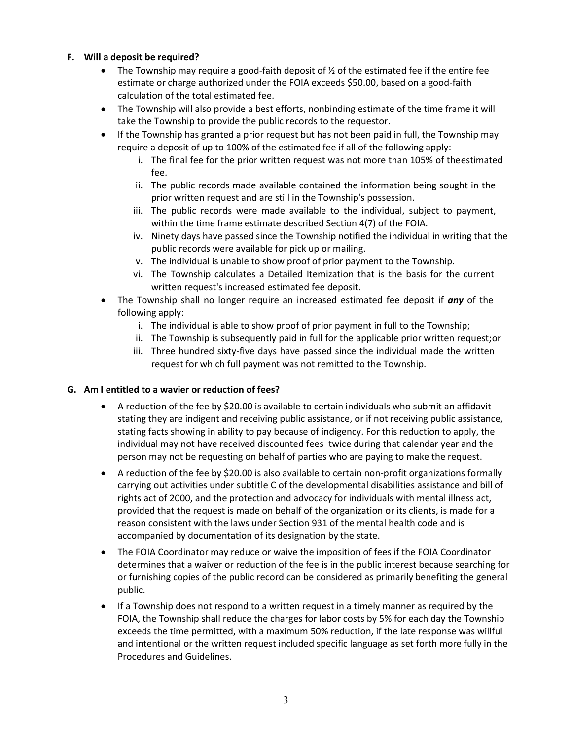**F. Will a deposit be required?**

- The Township may require a good-faith deposit of ½ of the estimated fee if the entire fee estimate or charge authorized under the FOIA exceeds $50.00, based on a good-faith calculation of the total estimated fee.
- The Township will also provide a best efforts, nonbinding estimate of the time frame it will take the Township to provide the public records to the requestor.
- If the Township has granted a prior request but has not been paid in full, the Township may require a deposit of up to 100% of the estimated fee if all of the following apply:
    1. The final fee for the prior written request was not more than 105% of theestimated fee.
    2. The public records made available contained the information being sought in the prior written request and are still in the Township's possession.
    3. The public records were made available to the individual, subject to payment, within the time frame estimate described Section 4(7) of the FOIA.
    4. Ninety days have passed since the Township notified the individual in writing that the public records were available for pick up or mailing.
    5. The individual is unable to show proof of prior payment to the Township.
    6. The Township calculates a Detailed Itemization that is the basis for the current written request's increased estimated fee deposit.
- The Township shall no longer require an increased estimated fee deposit if ***any*** of the following apply:
    1. The individual is able to show proof of prior payment in full to the Township;
    2. The Township is subsequently paid in full for the applicable prior written request;or
    3. Three hundred sixty-five days have passed since the individual made the written request for which full payment was not remitted to the Township.

**G. Am I entitled to a wavier or reduction of fees?**

- A reduction of the fee by $20.00 is available to certain individuals who submit an affidavit stating they are indigent and receiving public assistance, or if not receiving public assistance, stating facts showing in ability to pay because of indigency. For this reduction to apply, the individual may not have received discounted fees twice during that calendar year and the person may not be requesting on behalf of parties who are paying to make the request.
- A reduction of the fee by $20.00 is also available to certain non-profit organizations formally carrying out activities under subtitle C of the developmental disabilities assistance and bill of rights act of 2000, and the protection and advocacy for individuals with mental illness act, provided that the request is made on behalf of the organization or its clients, is made for a reason consistent with the laws under Section 931 of the mental health code and is accompanied by documentation of its designation by the state.
- The FOIA Coordinator may reduce or waive the imposition of fees if the FOIA Coordinator determines that a waiver or reduction of the fee is in the public interest because searching for or furnishing copies of the public record can be considered as primarily benefiting the general public.
- If a Township does not respond to a written request in a timely manner as required by the FOIA, the Township shall reduce the charges for labor costs by 5% for each day the Township exceeds the time permitted, with a maximum 50% reduction, if the late response was willful and intentional or the written request included specific language as set forth more fully in the Procedures and Guidelines.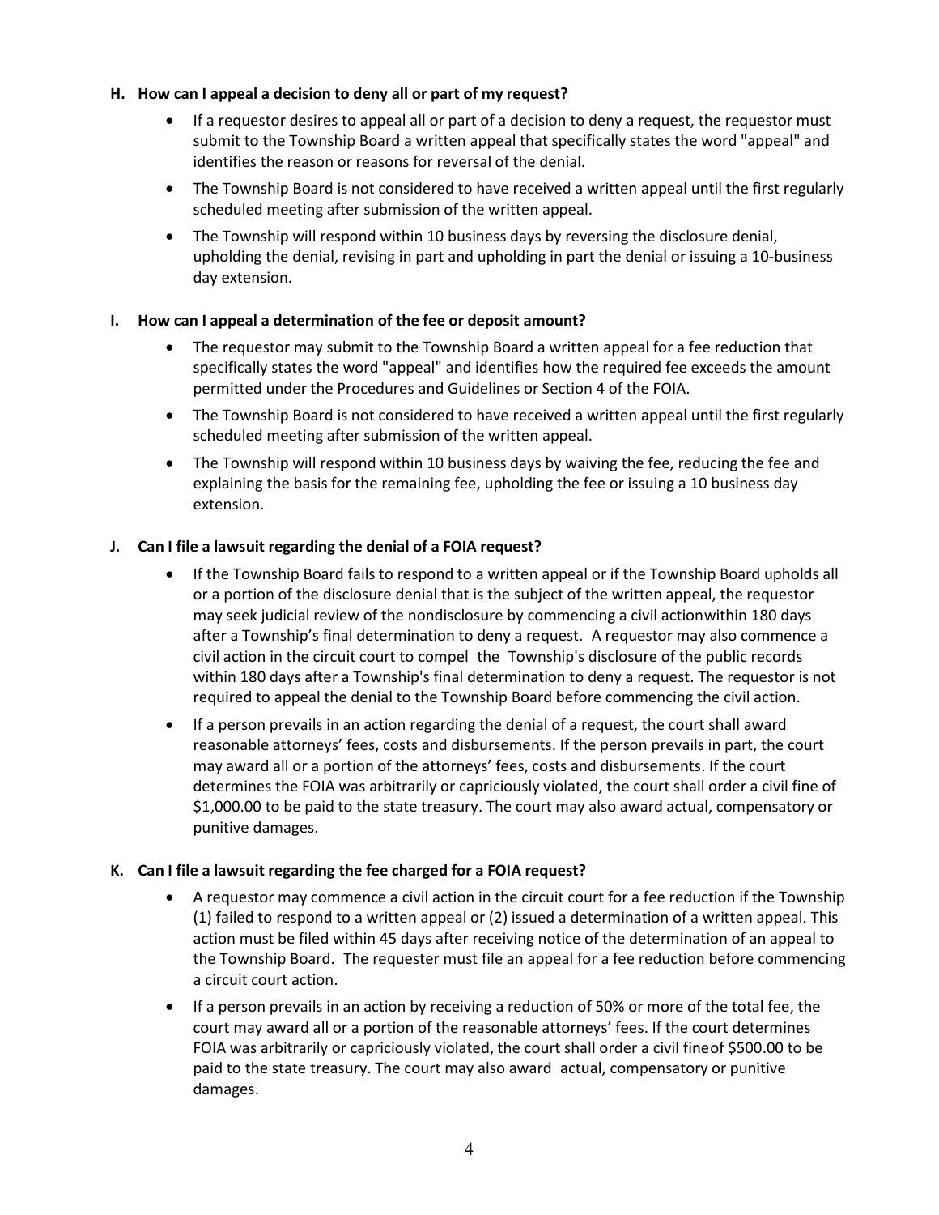**H. How can I appeal a decision to deny all or part of my request?**

- If a requestor desires to appeal all or part of a decision to deny a request, the requestor must submit to the Township Board a written appeal that specifically states the word "appeal" and identifies the reason or reasons for reversal of the denial.
- The Township Board is not considered to have received a written appeal until the first regularly scheduled meeting after submission of the written appeal.
- The Township will respond within 10 business days by reversing the disclosure denial, upholding the denial, revising in part and upholding in part the denial or issuing a 10-business day extension.

**I. How can I appeal a determination of the fee or deposit amount?**

- The requestor may submit to the Township Board a written appeal for a fee reduction that specifically states the word "appeal" and identifies how the required fee exceeds the amount permitted under the Procedures and Guidelines or Section 4 of the FOIA.
- The Township Board is not considered to have received a written appeal until the first regularly scheduled meeting after submission of the written appeal.
- The Township will respond within 10 business days by waiving the fee, reducing the fee and explaining the basis for the remaining fee, upholding the fee or issuing a 10 business day extension.

**J. Can I file a lawsuit regarding the denial of a FOIA request?**

- If the Township Board fails to respond to a written appeal or if the Township Board upholds all or a portion of the disclosure denial that is the subject of the written appeal, the requestor may seek judicial review of the nondisclosure by commencing a civil actionwithin 180 days after a Township's final determination to deny a request. A requestor may also commence a civil action in the circuit court to compel the Township's disclosure of the public records within 180 days after a Township's final determination to deny a request. The requestor is not required to appeal the denial to the Township Board before commencing the civil action.
- If a person prevails in an action regarding the denial of a request, the court shall award reasonable attorneys' fees, costs and disbursements. If the person prevails in part, the court may award all or a portion of the attorneys' fees, costs and disbursements. If the court determines the FOIA was arbitrarily or capriciously violated, the court shall order a civil fine of $1,000.00 to be paid to the state treasury. The court may also award actual, compensatory or punitive damages.

**K. Can I file a lawsuit regarding the fee charged for a FOIA request?**

- A requestor may commence a civil action in the circuit court for a fee reduction if the Township (1) failed to respond to a written appeal or (2) issued a determination of a written appeal. This action must be filed within 45 days after receiving notice of the determination of an appeal to the Township Board. The requester must file an appeal for a fee reduction before commencing a circuit court action.
- If a person prevails in an action by receiving a reduction of 50% or more of the total fee, the court may award all or a portion of the reasonable attorneys' fees. If the court determines FOIA was arbitrarily or capriciously violated, the court shall order a civil fineof $500.00 to be paid to the state treasury. The court may also award actual, compensatory or punitive damages.